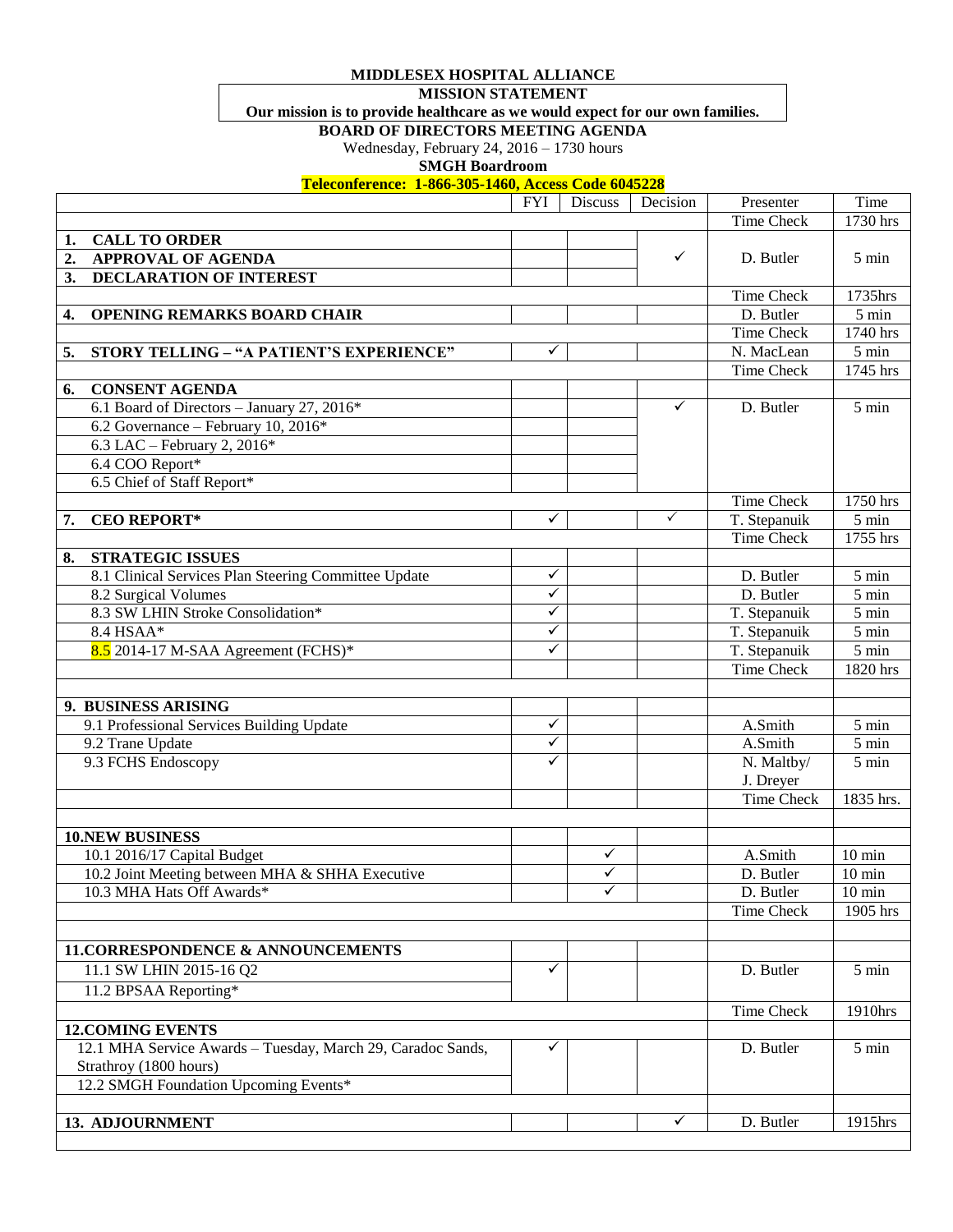**MIDDLESEX HOSPITAL ALLIANCE**

**MISSION STATEMENT**

**Our mission is to provide healthcare as we would expect for our own families.**

**BOARD OF DIRECTORS MEETING AGENDA**

Wednesday, February 24, 2016 – 1730 hours

**SMGH Boardroom**

**Teleconference: 1-866-305-1460, Access Code 6045228**

| | FYI | Discuss | Decision | Presenter | Time |
|---|---|---|---|---|---|
| | | | | Time Check | 1730 hrs |
| **1. CALL TO ORDER** | | | | | |
| **2. APPROVAL OF AGENDA** | | | ✓ | D. Butler | 5 min |
| **3. DECLARATION OF INTEREST** | | | | | |
| | | | | Time Check | 1735hrs |
| **4. OPENING REMARKS BOARD CHAIR** | | | | D. Butler | 5 min |
| | | | | Time Check | 1740 hrs |
| **5. STORY TELLING – "A PATIENT'S EXPERIENCE"** | ✓ | | | N. MacLean | 5 min |
| | | | | Time Check | 1745 hrs |
| **6. CONSENT AGENDA** | | | | | |
| 6.1 Board of Directors – January 27, 2016* | | | ✓ | D. Butler | 5 min |
| 6.2 Governance – February 10, 2016* | | | | | |
| 6.3 LAC – February 2, 2016* | | | | | |
| 6.4 COO Report* | | | | | |
| 6.5 Chief of Staff Report* | | | | | |
| | | | | Time Check | 1750 hrs |
| **7. CEO REPORT*** | ✓ | | ✓ | T. Stepanuik | 5 min |
| | | | | Time Check | 1755 hrs |
| **8. STRATEGIC ISSUES** | | | | | |
| 8.1 Clinical Services Plan Steering Committee Update | ✓ | | | D. Butler | 5 min |
| 8.2 Surgical Volumes | ✓ | | | D. Butler | 5 min |
| 8.3 SW LHIN Stroke Consolidation* | ✓ | | | T. Stepanuik | 5 min |
| 8.4 HSAA* | ✓ | | | T. Stepanuik | 5 min |
| 8.5 2014-17 M-SAA Agreement (FCHS)* | ✓ | | | T. Stepanuik | 5 min |
| | | | | Time Check | 1820 hrs |
| | | | | | |
| **9. BUSINESS ARISING** | | | | | |
| 9.1 Professional Services Building Update | ✓ | | | A.Smith | 5 min |
| 9.2 Trane Update | ✓ | | | A.Smith | 5 min |
| 9.3 FCHS Endoscopy | ✓ | | | N. Maltby/ J. Dreyer | 5 min |
| | | | | Time Check | 1835 hrs. |
| | | | | | |
| **10.NEW BUSINESS** | | | | | |
| 10.1 2016/17 Capital Budget | | ✓ | | A.Smith | 10 min |
| 10.2 Joint Meeting between MHA & SHHA Executive | | ✓ | | D. Butler | 10 min |
| 10.3 MHA Hats Off Awards* | | ✓ | | D. Butler | 10 min |
| | | | | Time Check | 1905 hrs |
| | | | | | |
| **11.CORRESPONDENCE & ANNOUNCEMENTS** | | | | | |
| 11.1 SW LHIN 2015-16 Q2 | ✓ | | | D. Butler | 5 min |
| 11.2 BPSAA Reporting* | | | | | |
| | | | | Time Check | 1910hrs |
| **12.COMING EVENTS** | | | | | |
| 12.1 MHA Service Awards – Tuesday, March 29, Caradoc Sands, Strathroy (1800 hours) | ✓ | | | D. Butler | 5 min |
| 12.2 SMGH Foundation Upcoming Events* | | | | | |
| | | | | | |
| **13. ADJOURNMENT** | | | ✓ | D. Butler | 1915hrs |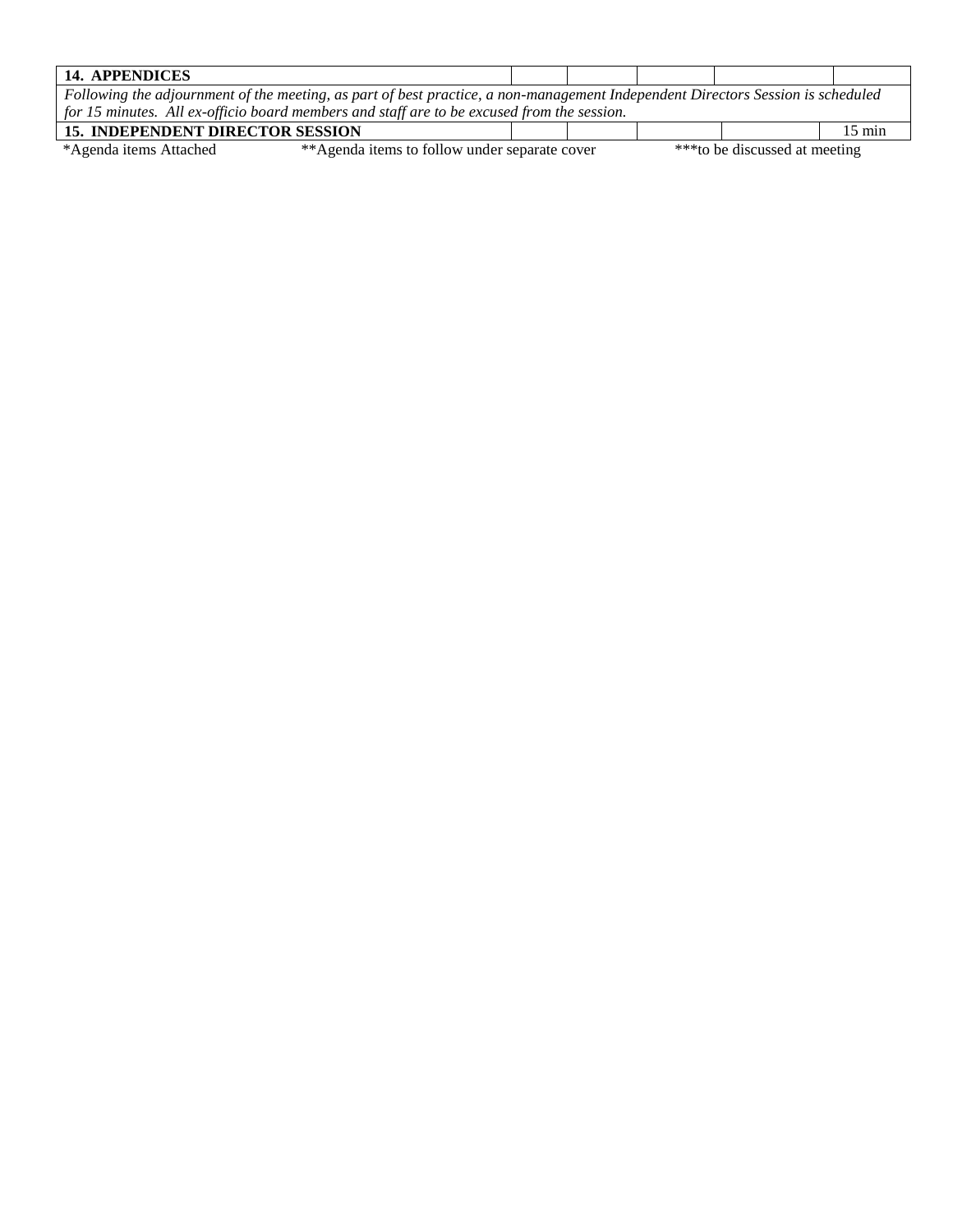| | | | | | |
|---|---|---|---|---|---|
| **14. APPENDICES** | | | | | |
| *Following the adjournment of the meeting, as part of best practice, a non-management Independent Directors Session is scheduled for 15 minutes. All ex-officio board members and staff are to be excused from the session.* | | | | | |
| **15. INDEPENDENT DIRECTOR SESSION** | | | | | 15 min |

*Agenda items Attached **Agenda items to follow under separate cover ***to be discussed at meeting